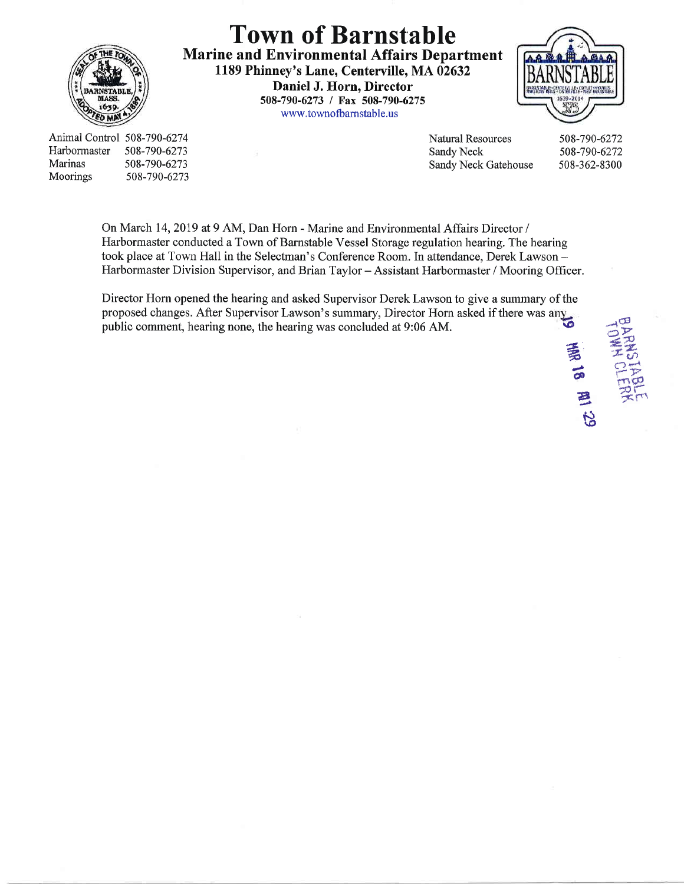# Town of Barnstable

**Marine and Environmental Affairs Department**
**1189 Phinney's Lane, Centerville, MA 02632**
**Daniel J. Horn, Director**
**508-790-6273 / Fax 508-790-6275**
www.townofbarnstable.us

| | | | |
|---|---|---|---|
| Animal Control | 508-790-6274 | Natural Resources | 508-790-6272 |
| Harbormaster | 508-790-6273 | Sandy Neck | 508-790-6272 |
| Marinas | 508-790-6273 | Sandy Neck Gatehouse | 508-362-8300 |
| Moorings | 508-790-6273 | | |

On March 14, 2019 at 9 AM, Dan Horn - Marine and Environmental Affairs Director / Harbormaster conducted a Town of Barnstable Vessel Storage regulation hearing. The hearing took place at Town Hall in the Selectman's Conference Room. In attendance, Derek Lawson – Harbormaster Division Supervisor, and Brian Taylor – Assistant Harbormaster / Mooring Officer.

Director Horn opened the hearing and asked Supervisor Derek Lawson to give a summary of the proposed changes. After Supervisor Lawson's summary, Director Horn asked if there was any public comment, hearing none, the hearing was concluded at 9:06 AM.

19 MAR 18 AM 1:29
BARNSTABLE TOWN CLERK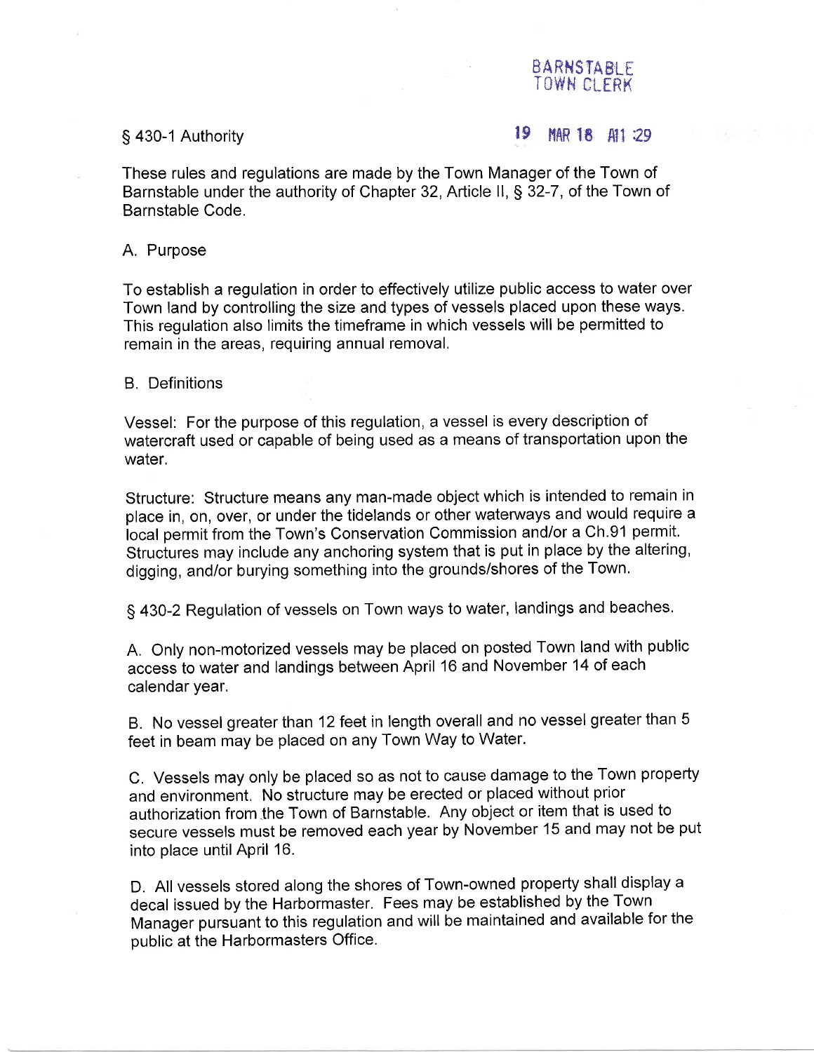BARNSTABLE
TOWN CLERK

19 MAR 18 AM 11:29

## § 430-1 Authority

These rules and regulations are made by the Town Manager of the Town of Barnstable under the authority of Chapter 32, Article II, § 32-7, of the Town of Barnstable Code.

### A. Purpose

To establish a regulation in order to effectively utilize public access to water over Town land by controlling the size and types of vessels placed upon these ways. This regulation also limits the timeframe in which vessels will be permitted to remain in the areas, requiring annual removal.

### B. Definitions

Vessel: For the purpose of this regulation, a vessel is every description of watercraft used or capable of being used as a means of transportation upon the water.

Structure: Structure means any man-made object which is intended to remain in place in, on, over, or under the tidelands or other waterways and would require a local permit from the Town's Conservation Commission and/or a Ch.91 permit. Structures may include any anchoring system that is put in place by the altering, digging, and/or burying something into the grounds/shores of the Town.

## § 430-2 Regulation of vessels on Town ways to water, landings and beaches.

A. Only non-motorized vessels may be placed on posted Town land with public access to water and landings between April 16 and November 14 of each calendar year.

B. No vessel greater than 12 feet in length overall and no vessel greater than 5 feet in beam may be placed on any Town Way to Water.

C. Vessels may only be placed so as not to cause damage to the Town property and environment. No structure may be erected or placed without prior authorization from the Town of Barnstable. Any object or item that is used to secure vessels must be removed each year by November 15 and may not be put into place until April 16.

D. All vessels stored along the shores of Town-owned property shall display a decal issued by the Harbormaster. Fees may be established by the Town Manager pursuant to this regulation and will be maintained and available for the public at the Harbormasters Office.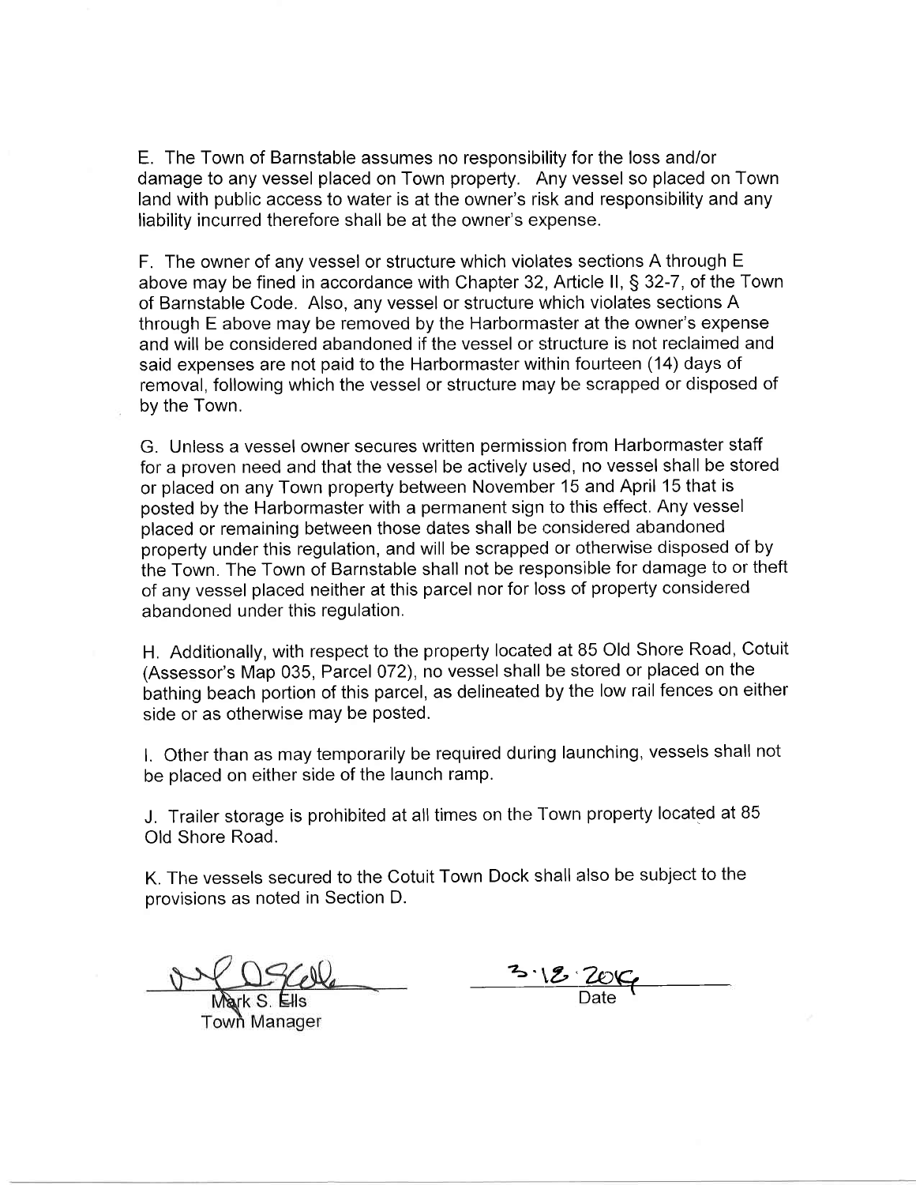E. The Town of Barnstable assumes no responsibility for the loss and/or damage to any vessel placed on Town property. Any vessel so placed on Town land with public access to water is at the owner's risk and responsibility and any liability incurred therefore shall be at the owner's expense.

F. The owner of any vessel or structure which violates sections A through E above may be fined in accordance with Chapter 32, Article II, § 32-7, of the Town of Barnstable Code. Also, any vessel or structure which violates sections A through E above may be removed by the Harbormaster at the owner's expense and will be considered abandoned if the vessel or structure is not reclaimed and said expenses are not paid to the Harbormaster within fourteen (14) days of removal, following which the vessel or structure may be scrapped or disposed of by the Town.

G. Unless a vessel owner secures written permission from Harbormaster staff for a proven need and that the vessel be actively used, no vessel shall be stored or placed on any Town property between November 15 and April 15 that is posted by the Harbormaster with a permanent sign to this effect. Any vessel placed or remaining between those dates shall be considered abandoned property under this regulation, and will be scrapped or otherwise disposed of by the Town. The Town of Barnstable shall not be responsible for damage to or theft of any vessel placed neither at this parcel nor for loss of property considered abandoned under this regulation.

H. Additionally, with respect to the property located at 85 Old Shore Road, Cotuit (Assessor's Map 035, Parcel 072), no vessel shall be stored or placed on the bathing beach portion of this parcel, as delineated by the low rail fences on either side or as otherwise may be posted.

I. Other than as may temporarily be required during launching, vessels shall not be placed on either side of the launch ramp.

J. Trailer storage is prohibited at all times on the Town property located at 85 Old Shore Road.

K. The vessels secured to the Cotuit Town Dock shall also be subject to the provisions as noted in Section D.

Mark S. Ells
Town Manager

3.18.2019
Date